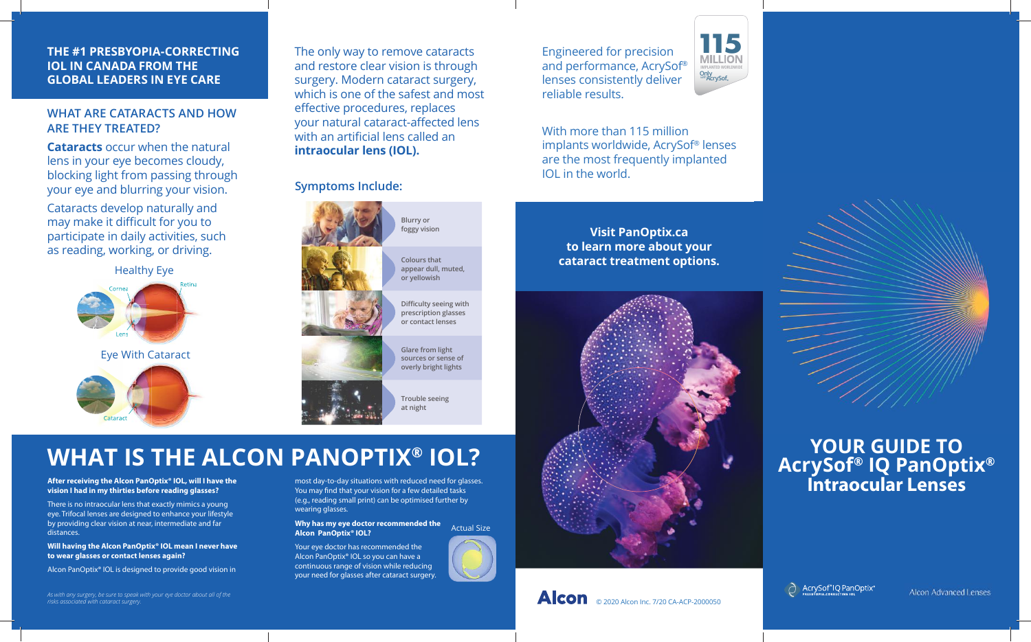**THE #1 PRESBYOPIA-CORRECTING IOL IN CANADA FROM THE GLOBAL LEADERS IN EYE CARE**

## WHAT ARE CATARACTS AND HOW ARE THEY TREATED?

**Cataracts** occur when the natural lens in your eye becomes cloudy, blocking light from passing through your eye and blurring your vision.

Cataracts develop naturally and may make it difficult for you to participate in daily activities, such as reading, working, or driving.

Healthy Eye

Cornea, Retina, Lens

Eye With Cataract

Cataract

The only way to remove cataracts and restore clear vision is through surgery. Modern cataract surgery, which is one of the safest and most effective procedures, replaces your natural cataract-affected lens with an artificial lens called an **intraocular lens (IOL).**

### Symptoms Include:

- Blurry or foggy vision
- Colours that appear dull, muted, or yellowish
- Difficulty seeing with prescription glasses or contact lenses
- Glare from light sources or sense of overly bright lights
- Trouble seeing at night

Engineered for precision and performance, AcrySof® lenses consistently deliver reliable results.

115 MILLION IMPLANTED WORLDWIDE Only with AcrySof.

With more than 115 million implants worldwide, AcrySof® lenses are the most frequently implanted IOL in the world.

**Visit PanOptix.ca to learn more about your cataract treatment options.**

# WHAT IS THE ALCON PANOPTIX® IOL?

**After receiving the Alcon PanOptix® IOL, will I have the vision I had in my thirties before reading glasses?**

There is no intraocular lens that exactly mimics a young eye. Trifocal lenses are designed to enhance your lifestyle by providing clear vision at near, intermediate and far distances.

**Will having the Alcon PanOptix® IOL mean I never have to wear glasses or contact lenses again?**

Alcon PanOptix® IOL is designed to provide good vision in most day-to-day situations with reduced need for glasses. You may find that your vision for a few detailed tasks (e.g., reading small print) can be optimised further by wearing glasses.

**Why has my eye doctor recommended the Alcon PanOptix® IOL?**

Your eye doctor has recommended the Alcon PanOptix® IOL so you can have a continuous range of vision while reducing your need for glasses after cataract surgery.

Actual Size

*As with any surgery, be sure to speak with your eye doctor about all of the risks associated with cataract surgery.*

Alcon © 2020 Alcon Inc. 7/20 CA-ACP-2000050

# YOUR GUIDE TO AcrySof® IQ PanOptix® Intraocular Lenses

AcrySof® IQ PanOptix® PRESBYOPIA-CORRECTING IOL

Alcon Advanced Lenses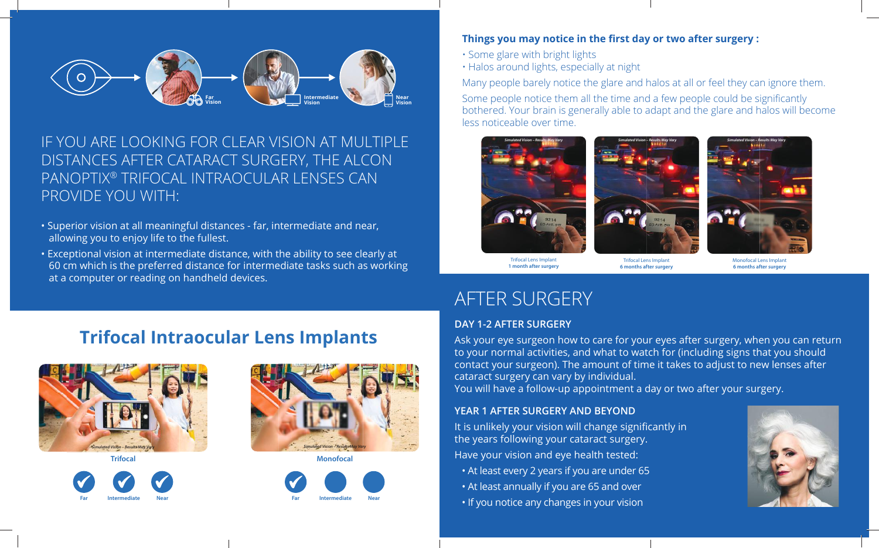Far Vision

Intermediate Vision

Near Vision

## IF YOU ARE LOOKING FOR CLEAR VISION AT MULTIPLE DISTANCES AFTER CATARACT SURGERY, THE ALCON PANOPTIX® TRIFOCAL INTRAOCULAR LENSES CAN PROVIDE YOU WITH:

- Superior vision at all meaningful distances - far, intermediate and near, allowing you to enjoy life to the fullest.
- Exceptional vision at intermediate distance, with the ability to see clearly at 60 cm which is the preferred distance for intermediate tasks such as working at a computer or reading on handheld devices.

## Trifocal Intraocular Lens Implants

Simulated Vision – Results May Vary

Trifocal

Far · Intermediate · Near

Simulated Vision – Results May Vary

Monofocal

Far · Intermediate · Near

### Things you may notice in the first day or two after surgery :

- Some glare with bright lights
- Halos around lights, especially at night

Many people barely notice the glare and halos at all or feel they can ignore them.

Some people notice them all the time and a few people could be significantly bothered. Your brain is generally able to adapt and the glare and halos will become less noticeable over time.

Simulated Vision – Results May Vary

Trifocal Lens Implant
**1 month after surgery**

Simulated Vision – Results May Vary

Trifocal Lens Implant
**6 months after surgery**

Simulated Vision – Results May Vary

Monofocal Lens Implant
**6 months after surgery**

## AFTER SURGERY

### DAY 1-2 AFTER SURGERY

Ask your eye surgeon how to care for your eyes after surgery, when you can return to your normal activities, and what to watch for (including signs that you should contact your surgeon). The amount of time it takes to adjust to new lenses after cataract surgery can vary by individual.
You will have a follow-up appointment a day or two after your surgery.

### YEAR 1 AFTER SURGERY AND BEYOND

It is unlikely your vision will change significantly in the years following your cataract surgery.

Have your vision and eye health tested:

- At least every 2 years if you are under 65
- At least annually if you are 65 and over
- If you notice any changes in your vision